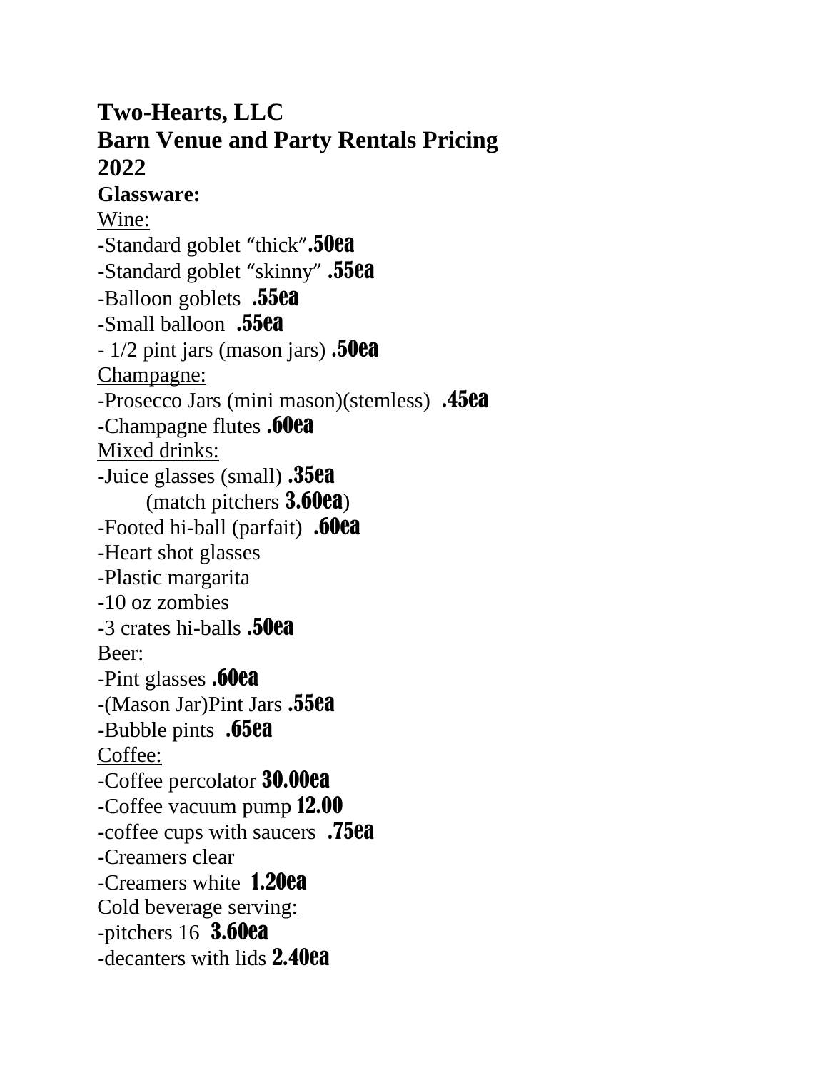**Two-Hearts, LLC**
**Barn Venue and Party Rentals Pricing**
**2022**

**Glassware:**

Wine:

-Standard goblet "thick" **.50ea**

-Standard goblet "skinny" **.55ea**

-Balloon goblets **.55ea**

-Small balloon **.55ea**

- 1/2 pint jars (mason jars) **.50ea**

Champagne:

-Prosecco Jars (mini mason)(stemless) **.45ea**

-Champagne flutes **.60ea**

Mixed drinks:

-Juice glasses (small) **.35ea**

    (match pitchers **3.60ea**)

-Footed hi-ball (parfait) **.60ea**

-Heart shot glasses

-Plastic margarita

-10 oz zombies

-3 crates hi-balls **.50ea**

Beer:

-Pint glasses **.60ea**

-(Mason Jar)Pint Jars **.55ea**

-Bubble pints **.65ea**

Coffee:

-Coffee percolator **30.00ea**

-Coffee vacuum pump **12.00**

-coffee cups with saucers **.75ea**

-Creamers clear

-Creamers white **1.20ea**

Cold beverage serving:

-pitchers 16 **3.60ea**

-decanters with lids **2.40ea**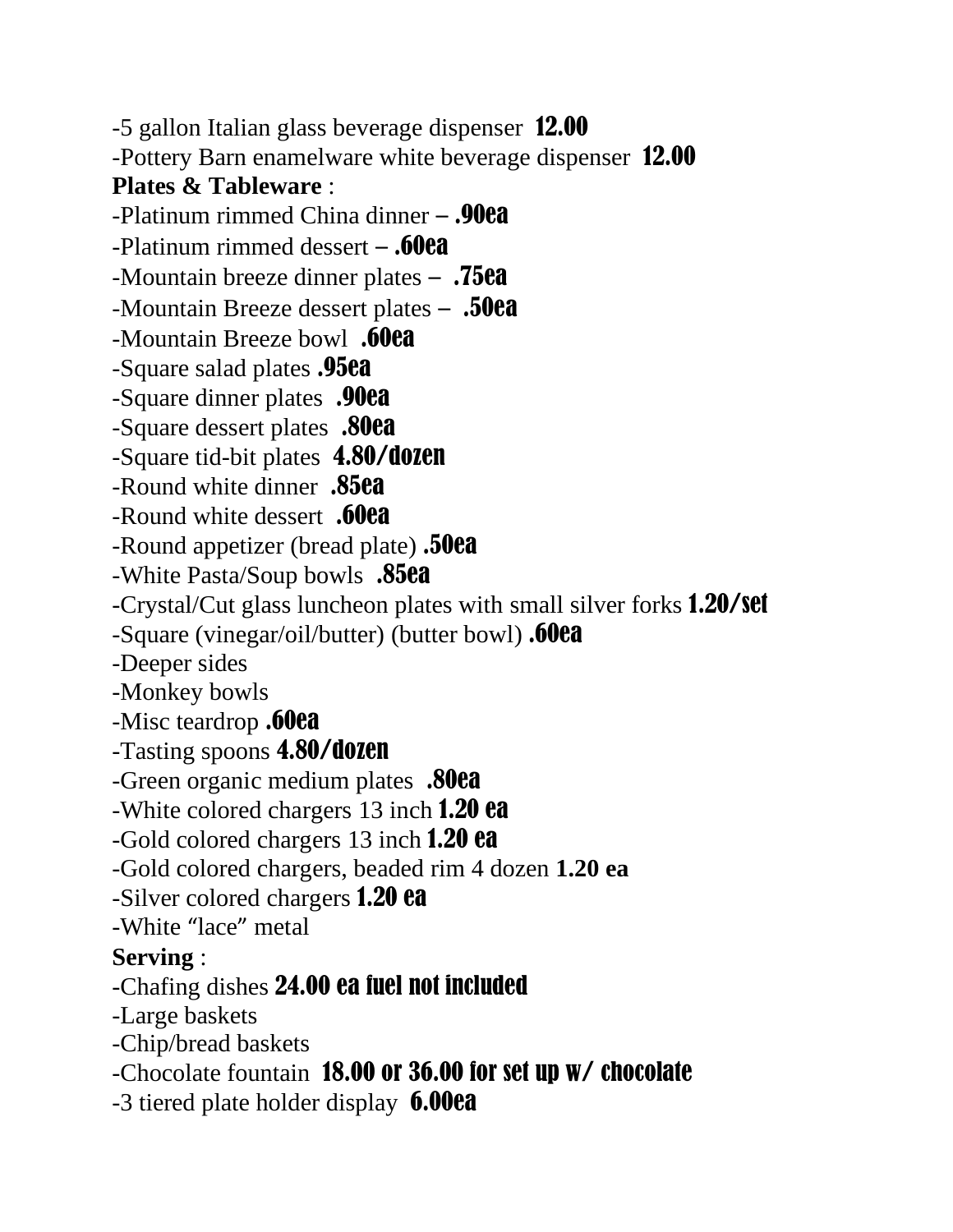-5 gallon Italian glass beverage dispenser **12.00**

-Pottery Barn enamelware white beverage dispenser **12.00**

**Plates & Tableware** :

-Platinum rimmed China dinner **– .90ea**

-Platinum rimmed dessert **– .60ea**

-Mountain breeze dinner plates **– .75ea**

-Mountain Breeze dessert plates **– .50ea**

-Mountain Breeze bowl **.60ea**

-Square salad plates **.95ea**

-Square dinner plates **.90ea**

-Square dessert plates **.80ea**

-Square tid-bit plates **4.80/dozen**

-Round white dinner **.85ea**

-Round white dessert **.60ea**

-Round appetizer (bread plate) **.50ea**

-White Pasta/Soup bowls **.85ea**

-Crystal/Cut glass luncheon plates with small silver forks **1.20/set**

-Square (vinegar/oil/butter) (butter bowl) **.60ea**

-Deeper sides

-Monkey bowls

-Misc teardrop **.60ea**

-Tasting spoons **4.80/dozen**

-Green organic medium plates **.80ea**

-White colored chargers 13 inch **1.20 ea**

-Gold colored chargers 13 inch **1.20 ea**

-Gold colored chargers, beaded rim 4 dozen **1.20 ea**

-Silver colored chargers **1.20 ea**

-White "lace" metal

**Serving** :

-Chafing dishes **24.00 ea fuel not included**

-Large baskets

-Chip/bread baskets

-Chocolate fountain **18.00 or 36.00 for set up w/ chocolate**

-3 tiered plate holder display **6.00ea**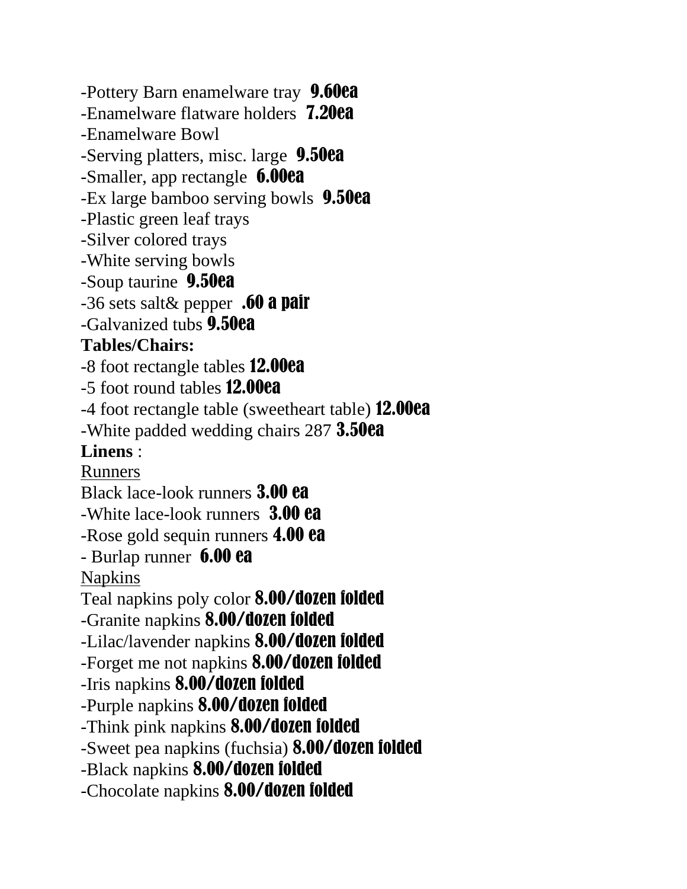-Pottery Barn enamelware tray **9.60ea**
-Enamelware flatware holders **7.20ea**
-Enamelware Bowl
-Serving platters, misc. large **9.50ea**
-Smaller, app rectangle **6.00ea**
-Ex large bamboo serving bowls **9.50ea**
-Plastic green leaf trays
-Silver colored trays
-White serving bowls
-Soup taurine **9.50ea**
-36 sets salt& pepper **.60 a pair**
-Galvanized tubs **9.50ea**

**Tables/Chairs:**

-8 foot rectangle tables **12.00ea**
-5 foot round tables **12.00ea**
-4 foot rectangle table (sweetheart table) **12.00ea**
-White padded wedding chairs 287 **3.50ea**

**Linens** :

<u>Runners</u>

Black lace-look runners **3.00 ea**
-White lace-look runners **3.00 ea**
-Rose gold sequin runners **4.00 ea**
- Burlap runner **6.00 ea**

<u>Napkins</u>

Teal napkins poly color **8.00/dozen folded**
-Granite napkins **8.00/dozen folded**
-Lilac/lavender napkins **8.00/dozen folded**
-Forget me not napkins **8.00/dozen folded**
-Iris napkins **8.00/dozen folded**
-Purple napkins **8.00/dozen folded**
-Think pink napkins **8.00/dozen folded**
-Sweet pea napkins (fuchsia) **8.00/dozen folded**
-Black napkins **8.00/dozen folded**
-Chocolate napkins **8.00/dozen folded**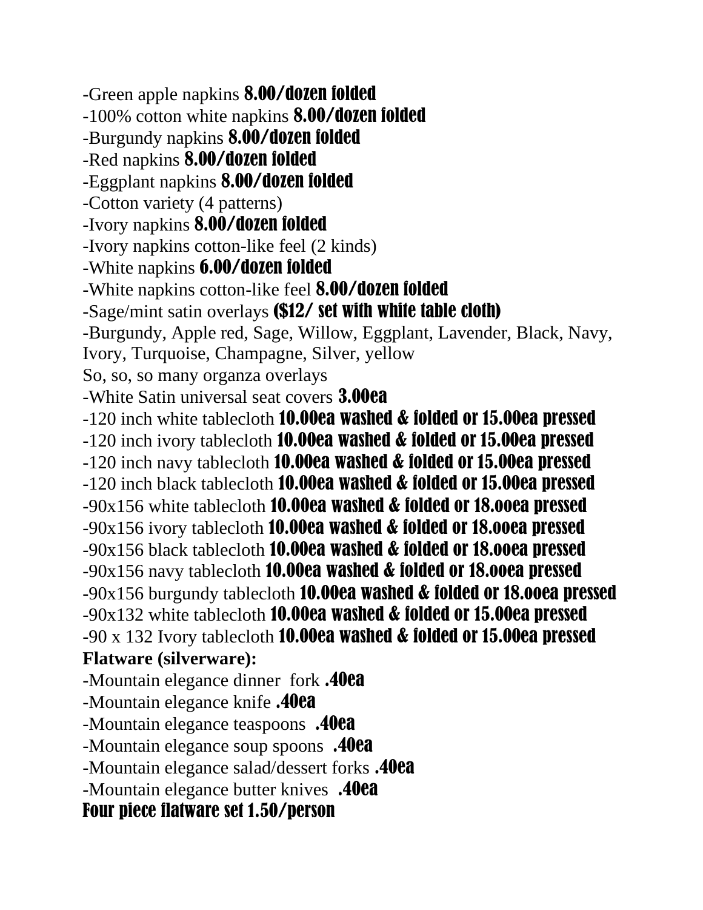-Green apple napkins **8.00/dozen folded**
-100% cotton white napkins **8.00/dozen folded**
-Burgundy napkins **8.00/dozen folded**
-Red napkins **8.00/dozen folded**
-Eggplant napkins **8.00/dozen folded**
-Cotton variety (4 patterns)
-Ivory napkins **8.00/dozen folded**
-Ivory napkins cotton-like feel (2 kinds)
-White napkins **6.00/dozen folded**
-White napkins cotton-like feel **8.00/dozen folded**
-Sage/mint satin overlays **($12/ set with white table cloth)**
-Burgundy, Apple red, Sage, Willow, Eggplant, Lavender, Black, Navy, Ivory, Turquoise, Champagne, Silver, yellow
So, so, so many organza overlays
-White Satin universal seat covers **3.00ea**
-120 inch white tablecloth **10.00ea washed & folded or 15.00ea pressed**
-120 inch ivory tablecloth **10.00ea washed & folded or 15.00ea pressed**
-120 inch navy tablecloth **10.00ea washed & folded or 15.00ea pressed**
-120 inch black tablecloth **10.00ea washed & folded or 15.00ea pressed**
-90x156 white tablecloth **10.00ea washed & folded or 18.ooea pressed**
-90x156 ivory tablecloth **10.00ea washed & folded or 18.ooea pressed**
-90x156 black tablecloth **10.00ea washed & folded or 18.ooea pressed**
-90x156 navy tablecloth **10.00ea washed & folded or 18.ooea pressed**
-90x156 burgundy tablecloth **10.00ea washed & folded or 18.ooea pressed**
-90x132 white tablecloth **10.00ea washed & folded or 15.00ea pressed**
-90 x 132 Ivory tablecloth **10.00ea washed & folded or 15.00ea pressed**

**Flatware (silverware):**

-Mountain elegance dinner fork **.40ea**
-Mountain elegance knife **.40ea**
-Mountain elegance teaspoons **.40ea**
-Mountain elegance soup spoons **.40ea**
-Mountain elegance salad/dessert forks **.40ea**
-Mountain elegance butter knives **.40ea**

**Four piece flatware set 1.50/person**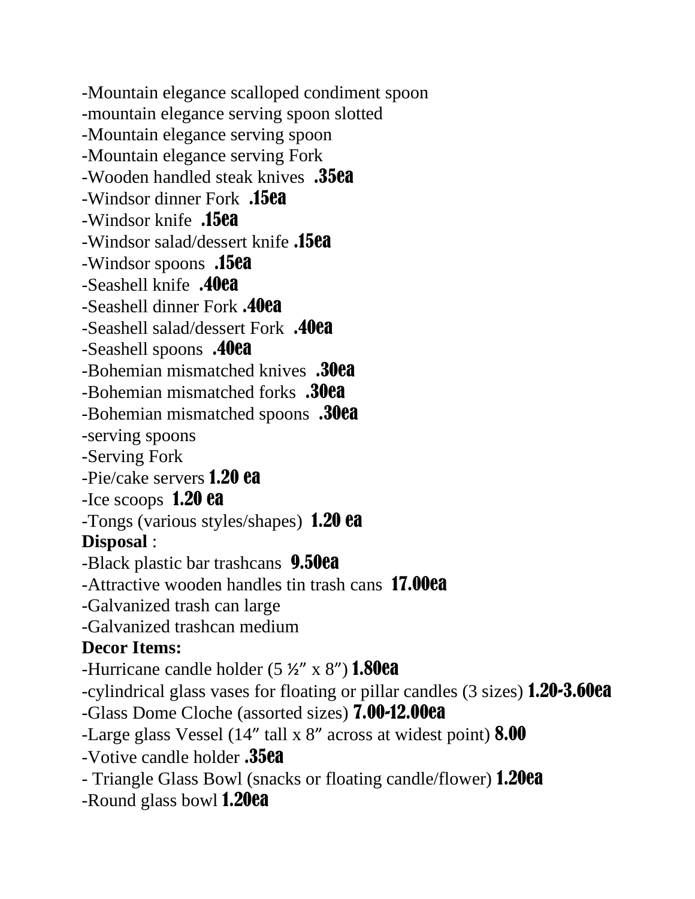-Mountain elegance scalloped condiment spoon
-mountain elegance serving spoon slotted
-Mountain elegance serving spoon
-Mountain elegance serving Fork
-Wooden handled steak knives **.35ea**
-Windsor dinner Fork **.15ea**
-Windsor knife **.15ea**
-Windsor salad/dessert knife **.15ea**
-Windsor spoons **.15ea**
-Seashell knife **.40ea**
-Seashell dinner Fork **.40ea**
-Seashell salad/dessert Fork **.40ea**
-Seashell spoons **.40ea**
-Bohemian mismatched knives **.30ea**
-Bohemian mismatched forks **.30ea**
-Bohemian mismatched spoons **.30ea**
-serving spoons
-Serving Fork
-Pie/cake servers **1.20 ea**
-Ice scoops **1.20 ea**
-Tongs (various styles/shapes) **1.20 ea**

**Disposal** :

-Black plastic bar trashcans **9.50ea**
-Attractive wooden handles tin trash cans **17.00ea**
-Galvanized trash can large
-Galvanized trashcan medium

**Decor Items:**

-Hurricane candle holder (5 ½" x 8") **1.80ea**
-cylindrical glass vases for floating or pillar candles (3 sizes) **1.20-3.60ea**
-Glass Dome Cloche (assorted sizes) **7.00-12.00ea**
-Large glass Vessel (14" tall x 8" across at widest point) **8.00**
-Votive candle holder **.35ea**
- Triangle Glass Bowl (snacks or floating candle/flower) **1.20ea**
-Round glass bowl **1.20ea**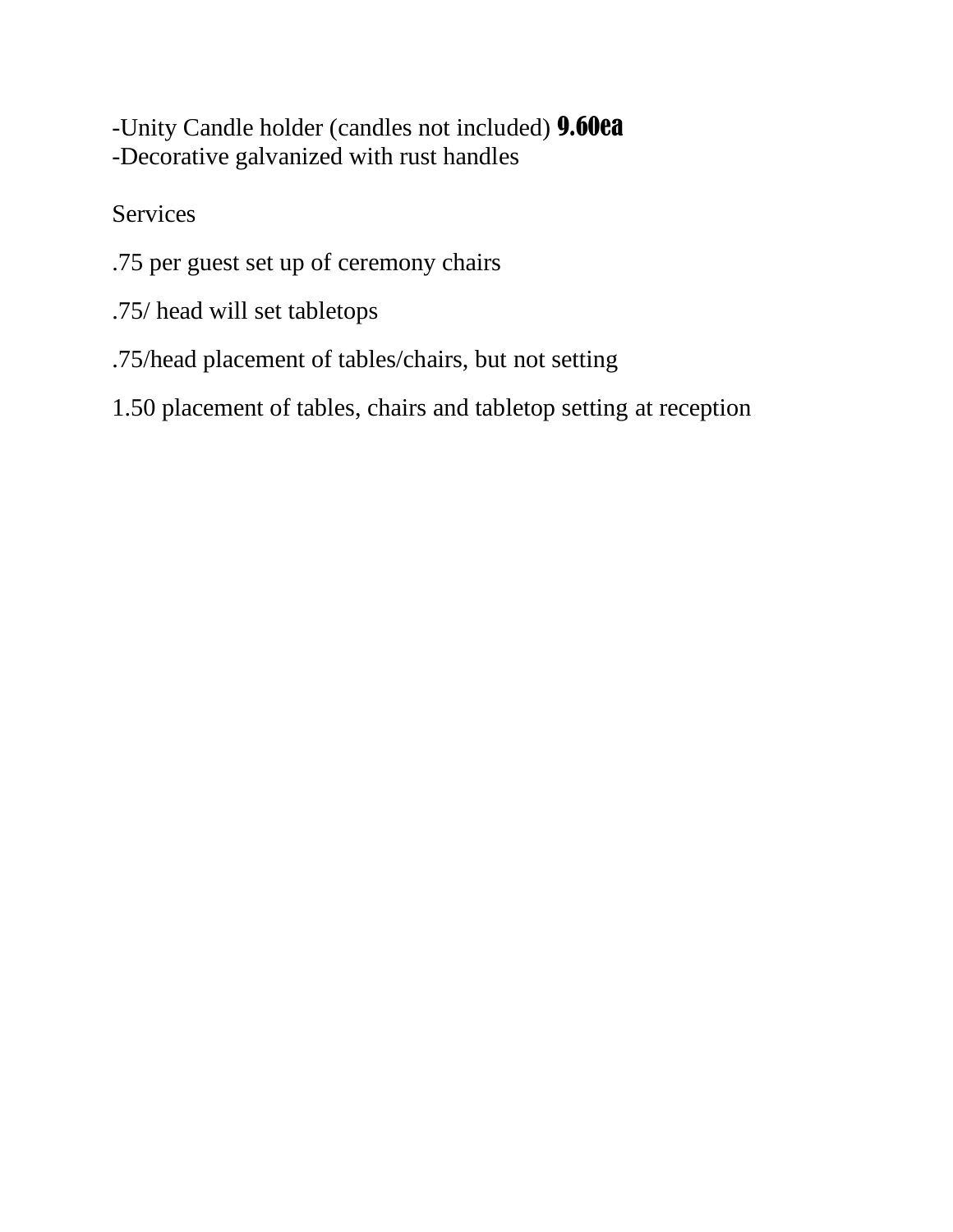-Unity Candle holder (candles not included) **9.60ea**
-Decorative galvanized with rust handles

Services

.75 per guest set up of ceremony chairs

.75/ head will set tabletops

.75/head placement of tables/chairs, but not setting

1.50 placement of tables, chairs and tabletop setting at reception